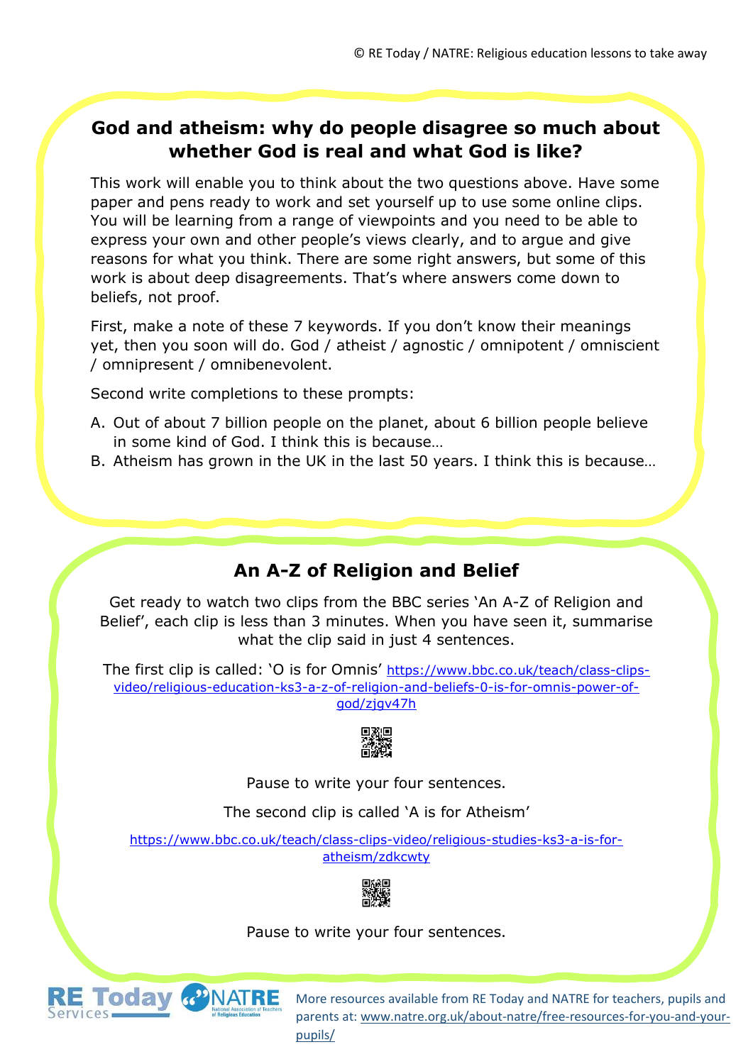## God and atheism: why do people disagree so much about whether God is real and what God is like?

This work will enable you to think about the two questions above. Have some paper and pens ready to work and set yourself up to use some online clips. You will be learning from a range of viewpoints and you need to be able to express your own and other people's views clearly, and to argue and give reasons for what you think. There are some right answers, but some of this work is about deep disagreements. That's where answers come down to beliefs, not proof.

First, make a note of these 7 keywords. If you don't know their meanings yet, then you soon will do. God / atheist / agnostic / omnipotent / omniscient / omnipresent / omnibenevolent.

Second write completions to these prompts:

A. Out of about 7 billion people on the planet, about 6 billion people believe in some kind of God. I think this is because…
B. Atheism has grown in the UK in the last 50 years. I think this is because…

## An A-Z of Religion and Belief

Get ready to watch two clips from the BBC series 'An A-Z of Religion and Belief', each clip is less than 3 minutes. When you have seen it, summarise what the clip said in just 4 sentences.

The first clip is called: 'O is for Omnis' https://www.bbc.co.uk/teach/class-clips-video/religious-education-ks3-a-z-of-religion-and-beliefs-0-is-for-omnis-power-of-god/zjgv47h

Pause to write your four sentences.

The second clip is called 'A is for Atheism'

https://www.bbc.co.uk/teach/class-clips-video/religious-studies-ks3-a-is-for-atheism/zdkcwty

Pause to write your four sentences.

More resources available from RE Today and NATRE for teachers, pupils and parents at: www.natre.org.uk/about-natre/free-resources-for-you-and-your-pupils/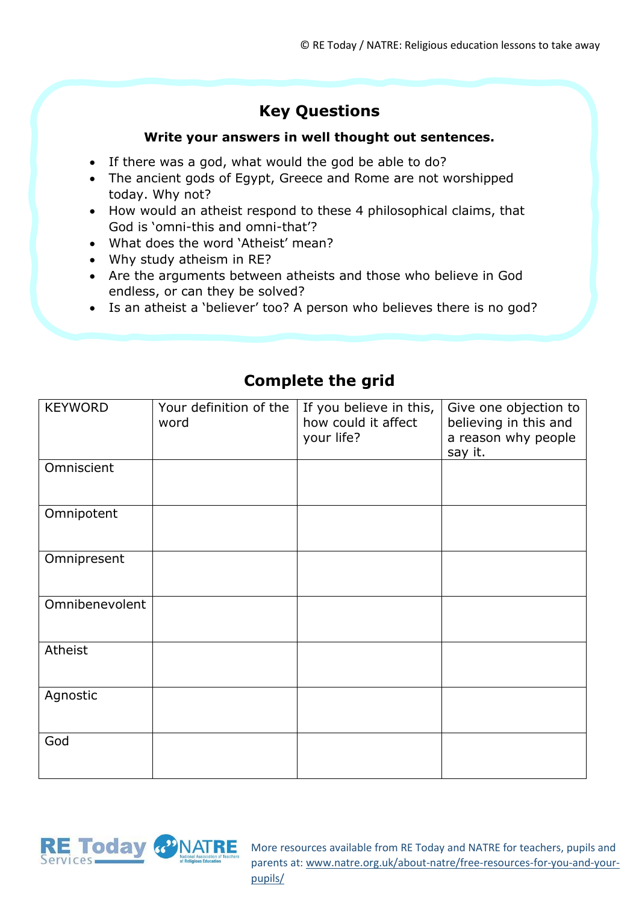## Key Questions

**Write your answers in well thought out sentences.**

- If there was a god, what would the god be able to do?
- The ancient gods of Egypt, Greece and Rome are not worshipped today. Why not?
- How would an atheist respond to these 4 philosophical claims, that God is 'omni-this and omni-that'?
- What does the word 'Atheist' mean?
- Why study atheism in RE?
- Are the arguments between atheists and those who believe in God endless, or can they be solved?
- Is an atheist a 'believer' too? A person who believes there is no god?

## Complete the grid

| KEYWORD | Your definition of the word | If you believe in this, how could it affect your life? | Give one objection to believing in this and a reason why people say it. |
|---|---|---|---|
| Omniscient | | | |
| Omnipotent | | | |
| Omnipresent | | | |
| Omnibenevolent | | | |
| Atheist | | | |
| Agnostic | | | |
| God | | | |

More resources available from RE Today and NATRE for teachers, pupils and parents at: www.natre.org.uk/about-natre/free-resources-for-you-and-your-pupils/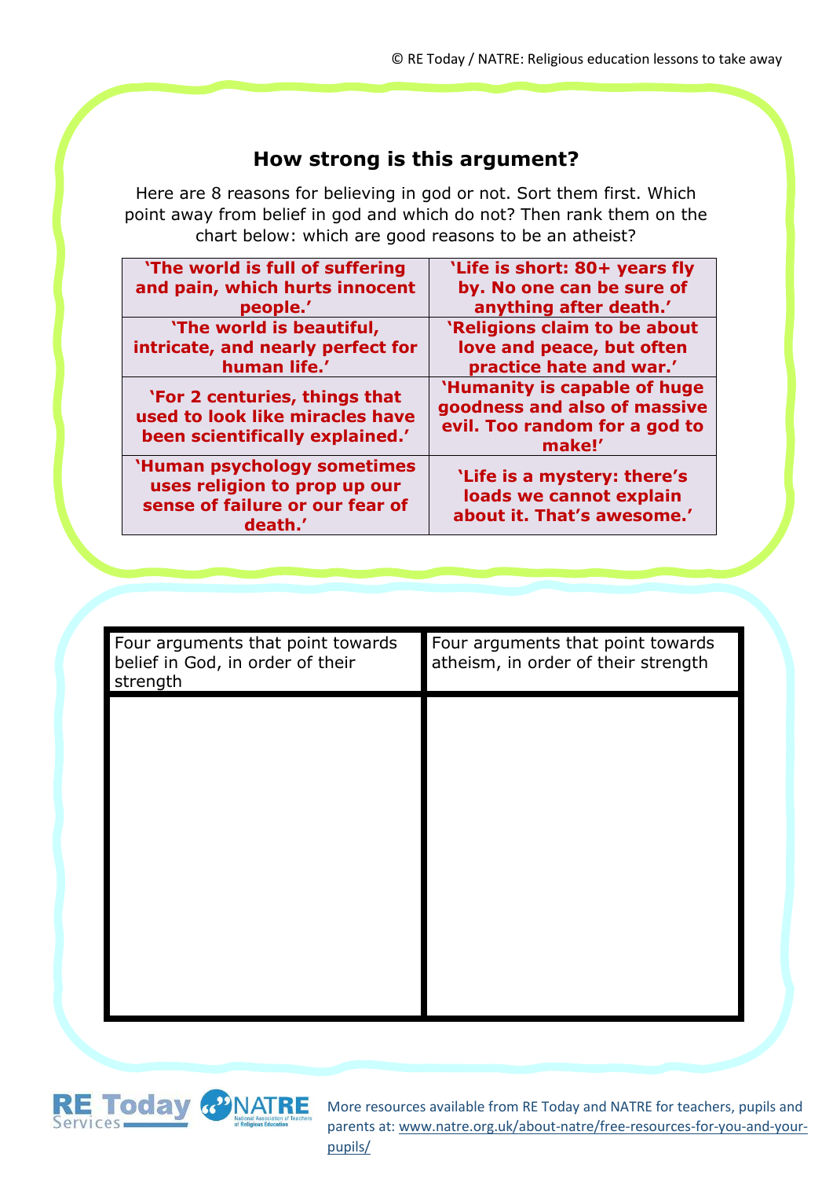## How strong is this argument?

Here are 8 reasons for believing in god or not. Sort them first. Which point away from belief in god and which do not? Then rank them on the chart below: which are good reasons to be an atheist?

| | |
|---|---|
| **'The world is full of suffering and pain, which hurts innocent people.'** | **'Life is short: 80+ years fly by. No one can be sure of anything after death.'** |
| **'The world is beautiful, intricate, and nearly perfect for human life.'** | **'Religions claim to be about love and peace, but often practice hate and war.'** |
| **'For 2 centuries, things that used to look like miracles have been scientifically explained.'** | **'Humanity is capable of huge goodness and also of massive evil. Too random for a god to make!'** |
| **'Human psychology sometimes uses religion to prop up our sense of failure or our fear of death.'** | **'Life is a mystery: there's loads we cannot explain about it. That's awesome.'** |

| Four arguments that point towards belief in God, in order of their strength | Four arguments that point towards atheism, in order of their strength |
|---|---|
| | |

More resources available from RE Today and NATRE for teachers, pupils and parents at: www.natre.org.uk/about-natre/free-resources-for-you-and-your-pupils/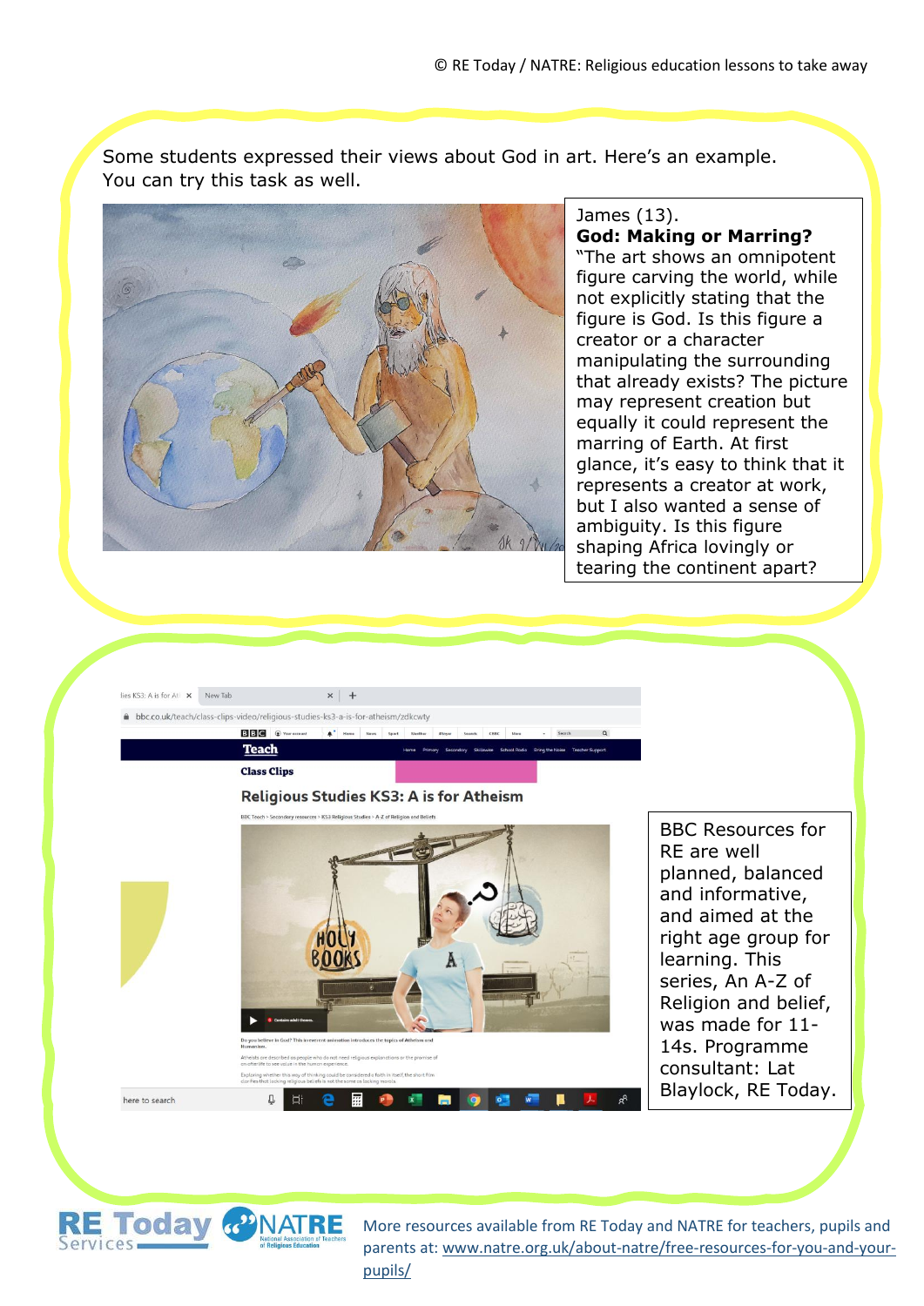Some students expressed their views about God in art. Here's an example. You can try this task as well.

James (13).

**God: Making or Marring?**

"The art shows an omnipotent figure carving the world, while not explicitly stating that the figure is God. Is this figure a creator or a character manipulating the surrounding that already exists? The picture may represent creation but equally it could represent the marring of Earth. At first glance, it's easy to think that it represents a creator at work, but I also wanted a sense of ambiguity. Is this figure shaping Africa lovingly or tearing the continent apart?

BBC Resources for RE are well planned, balanced and informative, and aimed at the right age group for learning. This series, An A-Z of Religion and belief, was made for 11-14s. Programme consultant: Lat Blaylock, RE Today.

More resources available from RE Today and NATRE for teachers, pupils and parents at: [www.natre.org.uk/about-natre/free-resources-for-you-and-your-pupils/](http://www.natre.org.uk/about-natre/free-resources-for-you-and-your-pupils/)